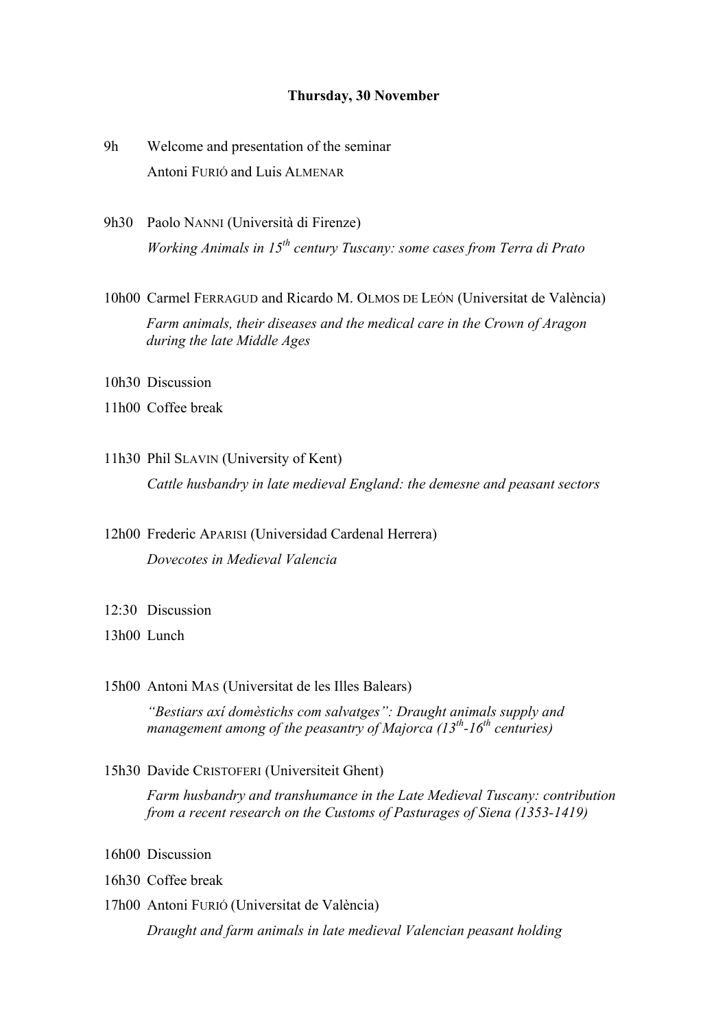**Thursday, 30 November**

9h Welcome and presentation of the seminar

Antoni FURIÓ and Luis ALMENAR

9h30 Paolo NANNI (Università di Firenze)

*Working Animals in 15th century Tuscany: some cases from Terra di Prato*

10h00 Carmel FERRAGUD and Ricardo M. OLMOS DE LEÓN (Universitat de València)

*Farm animals, their diseases and the medical care in the Crown of Aragon during the late Middle Ages*

10h30 Discussion

11h00 Coffee break

11h30 Phil SLAVIN (University of Kent)

*Cattle husbandry in late medieval England: the demesne and peasant sectors*

12h00 Frederic APARISI (Universidad Cardenal Herrera)

*Dovecotes in Medieval Valencia*

12:30 Discussion

13h00 Lunch

15h00 Antoni MAS (Universitat de les Illes Balears)

*"Bestiars axí domèstichs com salvatges": Draught animals supply and management among of the peasantry of Majorca (13th-16th centuries)*

15h30 Davide CRISTOFERI (Universiteit Ghent)

*Farm husbandry and transhumance in the Late Medieval Tuscany: contribution from a recent research on the Customs of Pasturages of Siena (1353-1419)*

16h00 Discussion

16h30 Coffee break

17h00 Antoni FURIÓ (Universitat de València)

*Draught and farm animals in late medieval Valencian peasant holding*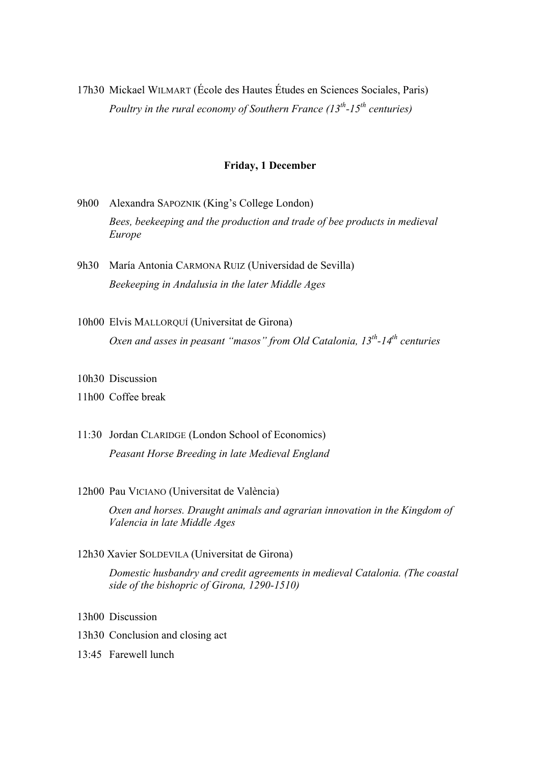17h30 Mickael WILMART (École des Hautes Études en Sciences Sociales, Paris)
*Poultry in the rural economy of Southern France ($13^{th}$-$15^{th}$ centuries)*

**Friday, 1 December**

9h00 Alexandra SAPOZNIK (King's College London)
*Bees, beekeeping and the production and trade of bee products in medieval Europe*

9h30 María Antonia CARMONA RUIZ (Universidad de Sevilla)
*Beekeeping in Andalusia in the later Middle Ages*

10h00 Elvis MALLORQUÍ (Universitat de Girona)
*Oxen and asses in peasant "masos" from Old Catalonia, $13^{th}$-$14^{th}$ centuries*

10h30 Discussion

11h00 Coffee break

11:30 Jordan CLARIDGE (London School of Economics)
*Peasant Horse Breeding in late Medieval England*

12h00 Pau VICIANO (Universitat de València)
*Oxen and horses. Draught animals and agrarian innovation in the Kingdom of Valencia in late Middle Ages*

12h30 Xavier SOLDEVILA (Universitat de Girona)
*Domestic husbandry and credit agreements in medieval Catalonia. (The coastal side of the bishopric of Girona, 1290-1510)*

13h00 Discussion

13h30 Conclusion and closing act

13:45 Farewell lunch